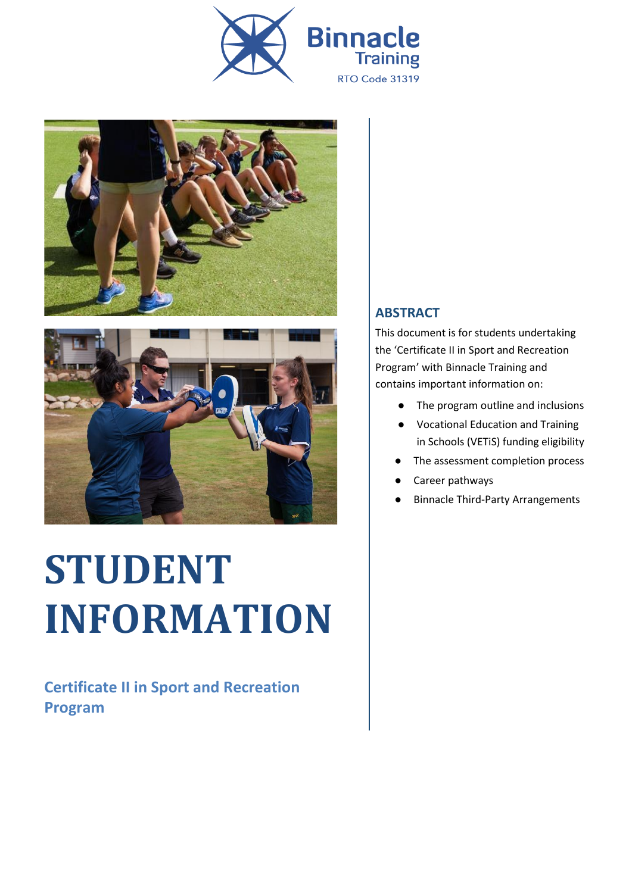Binnacle Training

RTO Code 31319

# STUDENT INFORMATION

## Certificate II in Sport and Recreation Program

### ABSTRACT

This document is for students undertaking the 'Certificate II in Sport and Recreation Program' with Binnacle Training and contains important information on:

- The program outline and inclusions
- Vocational Education and Training in Schools (VETiS) funding eligibility
- The assessment completion process
- Career pathways
- Binnacle Third-Party Arrangements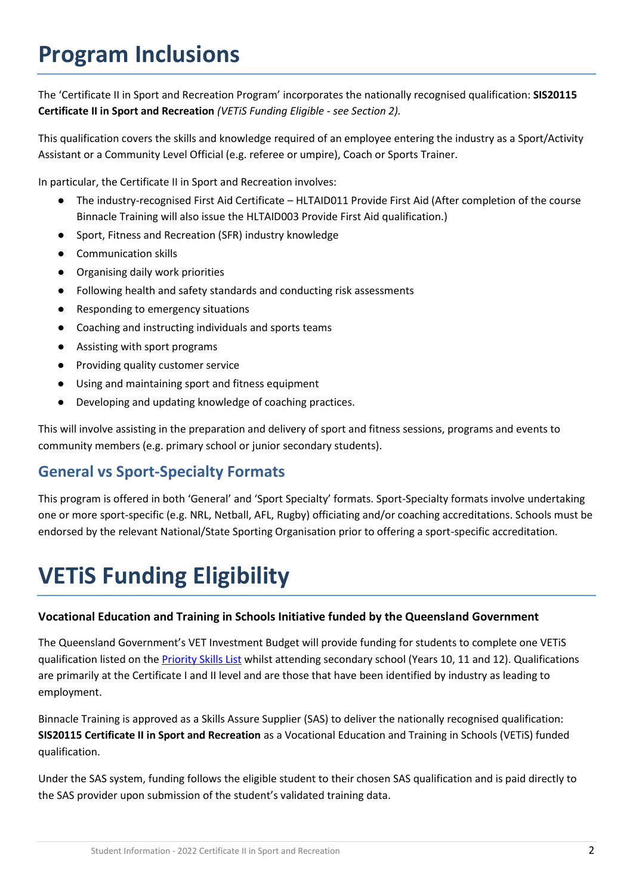# Program Inclusions

The 'Certificate II in Sport and Recreation Program' incorporates the nationally recognised qualification: **SIS20115 Certificate II in Sport and Recreation** *(VETiS Funding Eligible - see Section 2).*

This qualification covers the skills and knowledge required of an employee entering the industry as a Sport/Activity Assistant or a Community Level Official (e.g. referee or umpire), Coach or Sports Trainer.

In particular, the Certificate II in Sport and Recreation involves:

- The industry-recognised First Aid Certificate – HLTAID011 Provide First Aid (After completion of the course Binnacle Training will also issue the HLTAID003 Provide First Aid qualification.)
- Sport, Fitness and Recreation (SFR) industry knowledge
- Communication skills
- Organising daily work priorities
- Following health and safety standards and conducting risk assessments
- Responding to emergency situations
- Coaching and instructing individuals and sports teams
- Assisting with sport programs
- Providing quality customer service
- Using and maintaining sport and fitness equipment
- Developing and updating knowledge of coaching practices.

This will involve assisting in the preparation and delivery of sport and fitness sessions, programs and events to community members (e.g. primary school or junior secondary students).

## General vs Sport-Specialty Formats

This program is offered in both 'General' and 'Sport Specialty' formats. Sport-Specialty formats involve undertaking one or more sport-specific (e.g. NRL, Netball, AFL, Rugby) officiating and/or coaching accreditations. Schools must be endorsed by the relevant National/State Sporting Organisation prior to offering a sport-specific accreditation.

# VETiS Funding Eligibility

**Vocational Education and Training in Schools Initiative funded by the Queensland Government**

The Queensland Government's VET Investment Budget will provide funding for students to complete one VETiS qualification listed on the Priority Skills List whilst attending secondary school (Years 10, 11 and 12). Qualifications are primarily at the Certificate I and II level and are those that have been identified by industry as leading to employment.

Binnacle Training is approved as a Skills Assure Supplier (SAS) to deliver the nationally recognised qualification: **SIS20115 Certificate II in Sport and Recreation** as a Vocational Education and Training in Schools (VETiS) funded qualification.

Under the SAS system, funding follows the eligible student to their chosen SAS qualification and is paid directly to the SAS provider upon submission of the student's validated training data.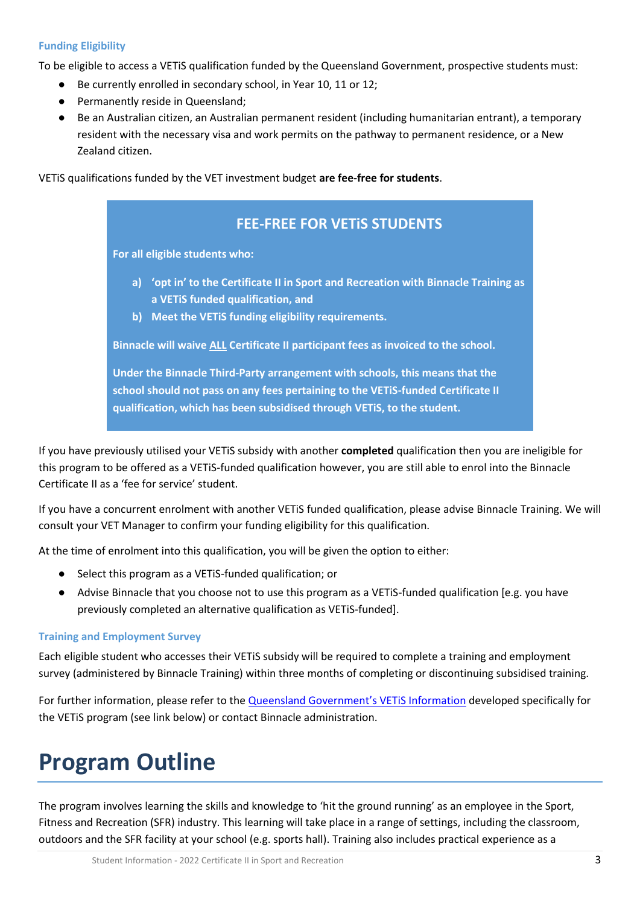### Funding Eligibility

To be eligible to access a VETiS qualification funded by the Queensland Government, prospective students must:

- Be currently enrolled in secondary school, in Year 10, 11 or 12;
- Permanently reside in Queensland;
- Be an Australian citizen, an Australian permanent resident (including humanitarian entrant), a temporary resident with the necessary visa and work permits on the pathway to permanent residence, or a New Zealand citizen.

VETiS qualifications funded by the VET investment budget **are fee-free for students**.

> ## FEE-FREE FOR VETiS STUDENTS
>
> **For all eligible students who:**
>
> **a) 'opt in' to the Certificate II in Sport and Recreation with Binnacle Training as a VETiS funded qualification, and**
>
> **b) Meet the VETiS funding eligibility requirements.**
>
> **Binnacle will waive ALL Certificate II participant fees as invoiced to the school.**
>
> **Under the Binnacle Third-Party arrangement with schools, this means that the school should not pass on any fees pertaining to the VETiS-funded Certificate II qualification, which has been subsidised through VETiS, to the student.**

If you have previously utilised your VETiS subsidy with another **completed** qualification then you are ineligible for this program to be offered as a VETiS-funded qualification however, you are still able to enrol into the Binnacle Certificate II as a 'fee for service' student.

If you have a concurrent enrolment with another VETiS funded qualification, please advise Binnacle Training. We will consult your VET Manager to confirm your funding eligibility for this qualification.

At the time of enrolment into this qualification, you will be given the option to either:

- Select this program as a VETiS-funded qualification; or
- Advise Binnacle that you choose not to use this program as a VETiS-funded qualification [e.g. you have previously completed an alternative qualification as VETiS-funded].

### Training and Employment Survey

Each eligible student who accesses their VETiS subsidy will be required to complete a training and employment survey (administered by Binnacle Training) within three months of completing or discontinuing subsidised training.

For further information, please refer to the Queensland Government's VETiS Information developed specifically for the VETiS program (see link below) or contact Binnacle administration.

# Program Outline

The program involves learning the skills and knowledge to 'hit the ground running' as an employee in the Sport, Fitness and Recreation (SFR) industry. This learning will take place in a range of settings, including the classroom, outdoors and the SFR facility at your school (e.g. sports hall). Training also includes practical experience as a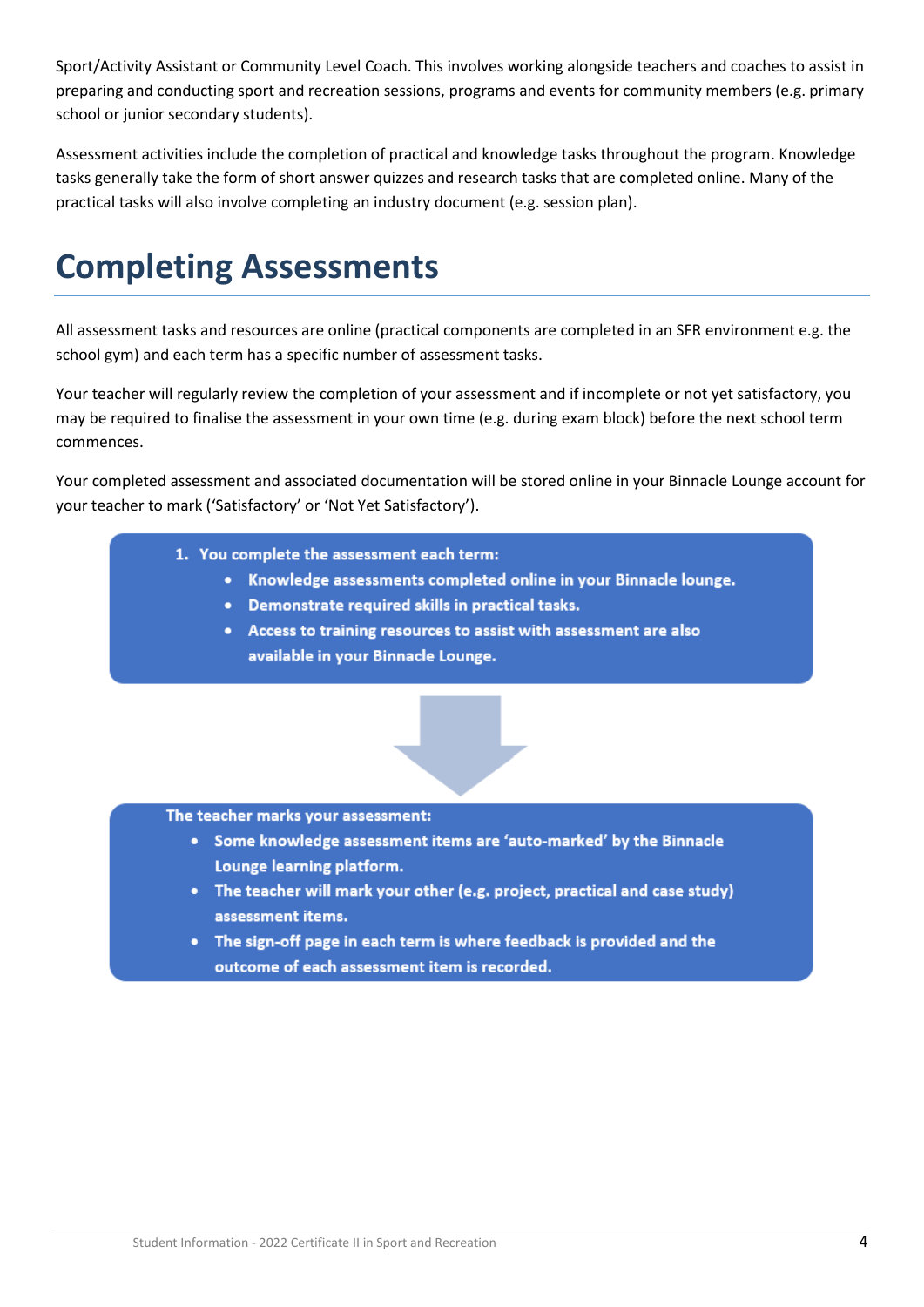Sport/Activity Assistant or Community Level Coach. This involves working alongside teachers and coaches to assist in preparing and conducting sport and recreation sessions, programs and events for community members (e.g. primary school or junior secondary students).

Assessment activities include the completion of practical and knowledge tasks throughout the program. Knowledge tasks generally take the form of short answer quizzes and research tasks that are completed online. Many of the practical tasks will also involve completing an industry document (e.g. session plan).

# Completing Assessments

All assessment tasks and resources are online (practical components are completed in an SFR environment e.g. the school gym) and each term has a specific number of assessment tasks.

Your teacher will regularly review the completion of your assessment and if incomplete or not yet satisfactory, you may be required to finalise the assessment in your own time (e.g. during exam block) before the next school term commences.

Your completed assessment and associated documentation will be stored online in your Binnacle Lounge account for your teacher to mark ('Satisfactory' or 'Not Yet Satisfactory').

1. **You complete the assessment each term:**
   - **Knowledge assessments completed online in your Binnacle lounge.**
   - **Demonstrate required skills in practical tasks.**
   - **Access to training resources to assist with assessment are also available in your Binnacle Lounge.**

**The teacher marks your assessment:**

- **Some knowledge assessment items are 'auto-marked' by the Binnacle Lounge learning platform.**
- **The teacher will mark your other (e.g. project, practical and case study) assessment items.**
- **The sign-off page in each term is where feedback is provided and the outcome of each assessment item is recorded.**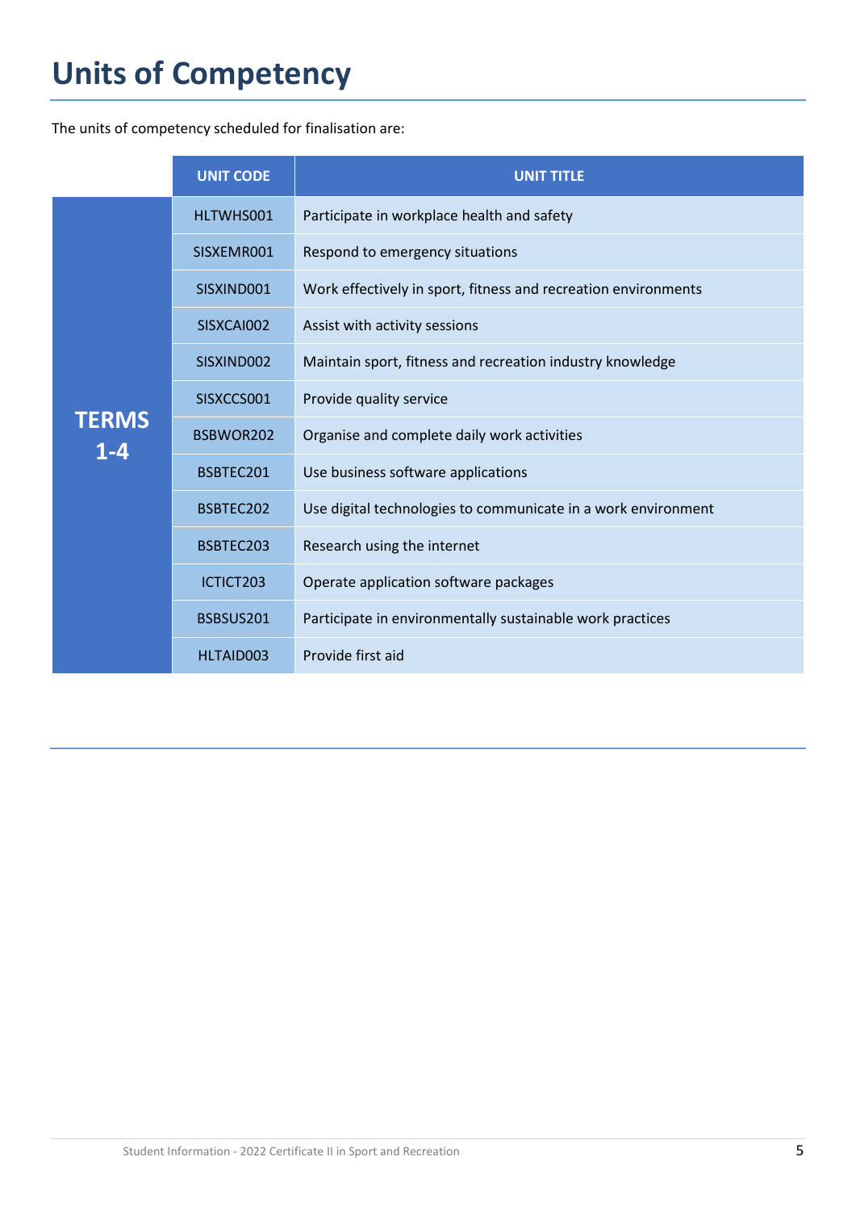# Units of Competency

The units of competency scheduled for finalisation are:

| | UNIT CODE | UNIT TITLE |
|---|---|---|
| **TERMS 1-4** | HLTWHS001 | Participate in workplace health and safety |
| | SISXEMR001 | Respond to emergency situations |
| | SISXIND001 | Work effectively in sport, fitness and recreation environments |
| | SISXCAI002 | Assist with activity sessions |
| | SISXIND002 | Maintain sport, fitness and recreation industry knowledge |
| | SISXCCS001 | Provide quality service |
| | BSBWOR202 | Organise and complete daily work activities |
| | BSBTEC201 | Use business software applications |
| | BSBTEC202 | Use digital technologies to communicate in a work environment |
| | BSBTEC203 | Research using the internet |
| | ICTICT203 | Operate application software packages |
| | BSBSUS201 | Participate in environmentally sustainable work practices |
| | HLTAID003 | Provide first aid |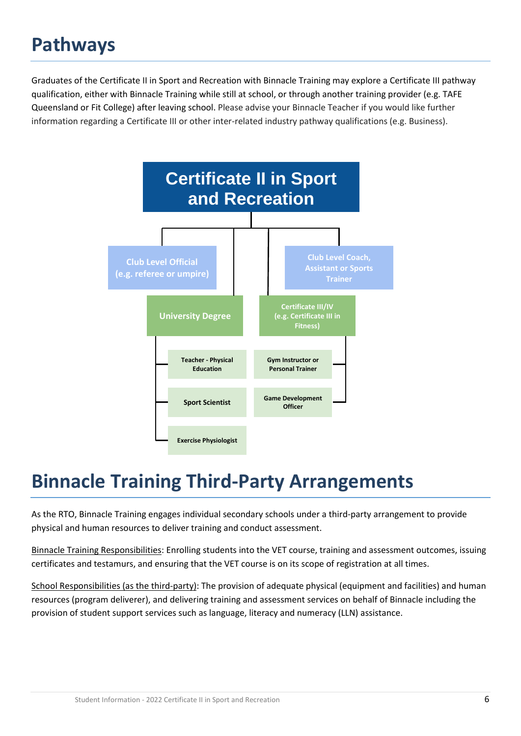# Pathways

Graduates of the Certificate II in Sport and Recreation with Binnacle Training may explore a Certificate III pathway qualification, either with Binnacle Training while still at school, or through another training provider (e.g. TAFE Queensland or Fit College) after leaving school. Please advise your Binnacle Teacher if you would like further information regarding a Certificate III or other inter-related industry pathway qualifications (e.g. Business).

**Certificate II in Sport and Recreation**

- Club Level Official (e.g. referee or umpire)
- Club Level Coach, Assistant or Sports Trainer
- University Degree
  - Teacher - Physical Education
  - Sport Scientist
  - Exercise Physiologist
- Certificate III/IV (e.g. Certificate III in Fitness)
  - Gym Instructor or Personal Trainer
  - Game Development Officer

# Binnacle Training Third-Party Arrangements

As the RTO, Binnacle Training engages individual secondary schools under a third-party arrangement to provide physical and human resources to deliver training and conduct assessment.

Binnacle Training Responsibilities: Enrolling students into the VET course, training and assessment outcomes, issuing certificates and testamurs, and ensuring that the VET course is on its scope of registration at all times.

School Responsibilities (as the third-party): The provision of adequate physical (equipment and facilities) and human resources (program deliverer), and delivering training and assessment services on behalf of Binnacle including the provision of student support services such as language, literacy and numeracy (LLN) assistance.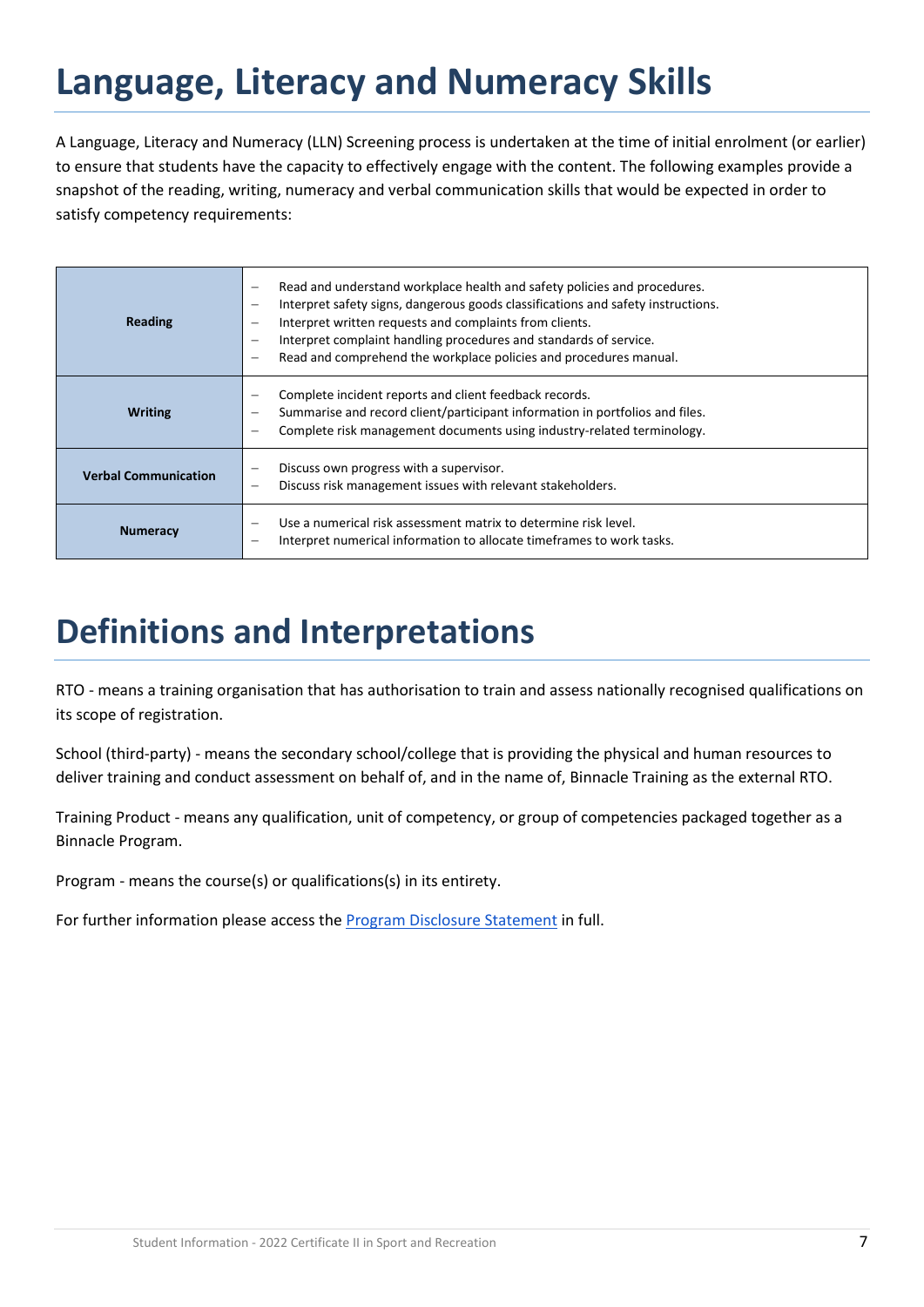# Language, Literacy and Numeracy Skills

A Language, Literacy and Numeracy (LLN) Screening process is undertaken at the time of initial enrolment (or earlier) to ensure that students have the capacity to effectively engage with the content. The following examples provide a snapshot of the reading, writing, numeracy and verbal communication skills that would be expected in order to satisfy competency requirements:

| | |
|---|---|
| **Reading** | – Read and understand workplace health and safety policies and procedures.<br>– Interpret safety signs, dangerous goods classifications and safety instructions.<br>– Interpret written requests and complaints from clients.<br>– Interpret complaint handling procedures and standards of service.<br>– Read and comprehend the workplace policies and procedures manual. |
| **Writing** | – Complete incident reports and client feedback records.<br>– Summarise and record client/participant information in portfolios and files.<br>– Complete risk management documents using industry-related terminology. |
| **Verbal Communication** | – Discuss own progress with a supervisor.<br>– Discuss risk management issues with relevant stakeholders. |
| **Numeracy** | – Use a numerical risk assessment matrix to determine risk level.<br>– Interpret numerical information to allocate timeframes to work tasks. |

# Definitions and Interpretations

RTO - means a training organisation that has authorisation to train and assess nationally recognised qualifications on its scope of registration.

School (third-party) - means the secondary school/college that is providing the physical and human resources to deliver training and conduct assessment on behalf of, and in the name of, Binnacle Training as the external RTO.

Training Product - means any qualification, unit of competency, or group of competencies packaged together as a Binnacle Program.

Program - means the course(s) or qualifications(s) in its entirety.

For further information please access the Program Disclosure Statement in full.